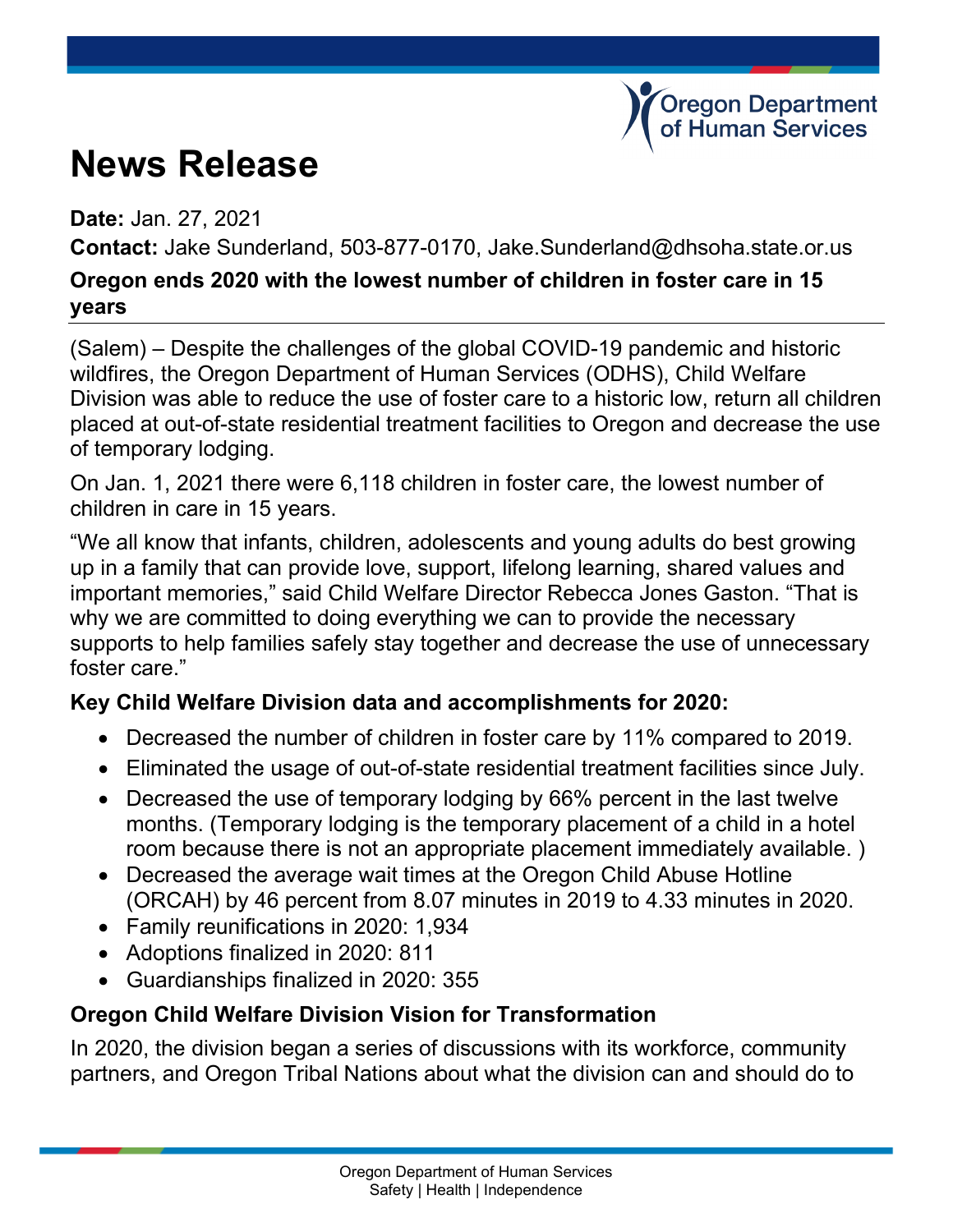# News Release

**Date:** Jan. 27, 2021

**Contact:** Jake Sunderland, 503-877-0170, Jake.Sunderland@dhsoha.state.or.us

## Oregon ends 2020 with the lowest number of children in foster care in 15 years

(Salem) – Despite the challenges of the global COVID-19 pandemic and historic wildfires, the Oregon Department of Human Services (ODHS), Child Welfare Division was able to reduce the use of foster care to a historic low, return all children placed at out-of-state residential treatment facilities to Oregon and decrease the use of temporary lodging.

On Jan. 1, 2021 there were 6,118 children in foster care, the lowest number of children in care in 15 years.

"We all know that infants, children, adolescents and young adults do best growing up in a family that can provide love, support, lifelong learning, shared values and important memories," said Child Welfare Director Rebecca Jones Gaston. "That is why we are committed to doing everything we can to provide the necessary supports to help families safely stay together and decrease the use of unnecessary foster care."

### Key Child Welfare Division data and accomplishments for 2020:

- Decreased the number of children in foster care by 11% compared to 2019.
- Eliminated the usage of out-of-state residential treatment facilities since July.
- Decreased the use of temporary lodging by 66% percent in the last twelve months. (Temporary lodging is the temporary placement of a child in a hotel room because there is not an appropriate placement immediately available. )
- Decreased the average wait times at the Oregon Child Abuse Hotline (ORCAH) by 46 percent from 8.07 minutes in 2019 to 4.33 minutes in 2020.
- Family reunifications in 2020: 1,934
- Adoptions finalized in 2020: 811
- Guardianships finalized in 2020: 355

### Oregon Child Welfare Division Vision for Transformation

In 2020, the division began a series of discussions with its workforce, community partners, and Oregon Tribal Nations about what the division can and should do to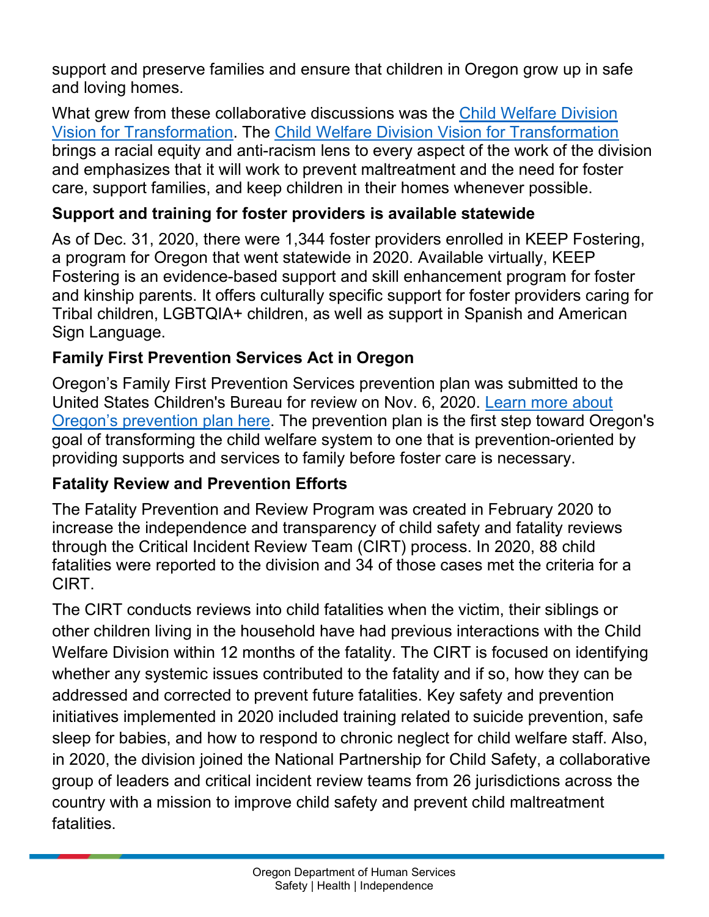support and preserve families and ensure that children in Oregon grow up in safe and loving homes.

What grew from these collaborative discussions was the [Child Welfare Division Vision for Transformation](). The [Child Welfare Division Vision for Transformation]() brings a racial equity and anti-racism lens to every aspect of the work of the division and emphasizes that it will work to prevent maltreatment and the need for foster care, support families, and keep children in their homes whenever possible.

### Support and training for foster providers is available statewide

As of Dec. 31, 2020, there were 1,344 foster providers enrolled in KEEP Fostering, a program for Oregon that went statewide in 2020. Available virtually, KEEP Fostering is an evidence-based support and skill enhancement program for foster and kinship parents. It offers culturally specific support for foster providers caring for Tribal children, LGBTQIA+ children, as well as support in Spanish and American Sign Language.

### Family First Prevention Services Act in Oregon

Oregon's Family First Prevention Services prevention plan was submitted to the United States Children's Bureau for review on Nov. 6, 2020. [Learn more about Oregon's prevention plan here](). The prevention plan is the first step toward Oregon's goal of transforming the child welfare system to one that is prevention-oriented by providing supports and services to family before foster care is necessary.

### Fatality Review and Prevention Efforts

The Fatality Prevention and Review Program was created in February 2020 to increase the independence and transparency of child safety and fatality reviews through the Critical Incident Review Team (CIRT) process. In 2020, 88 child fatalities were reported to the division and 34 of those cases met the criteria for a CIRT.

The CIRT conducts reviews into child fatalities when the victim, their siblings or other children living in the household have had previous interactions with the Child Welfare Division within 12 months of the fatality. The CIRT is focused on identifying whether any systemic issues contributed to the fatality and if so, how they can be addressed and corrected to prevent future fatalities. Key safety and prevention initiatives implemented in 2020 included training related to suicide prevention, safe sleep for babies, and how to respond to chronic neglect for child welfare staff. Also, in 2020, the division joined the National Partnership for Child Safety, a collaborative group of leaders and critical incident review teams from 26 jurisdictions across the country with a mission to improve child safety and prevent child maltreatment fatalities.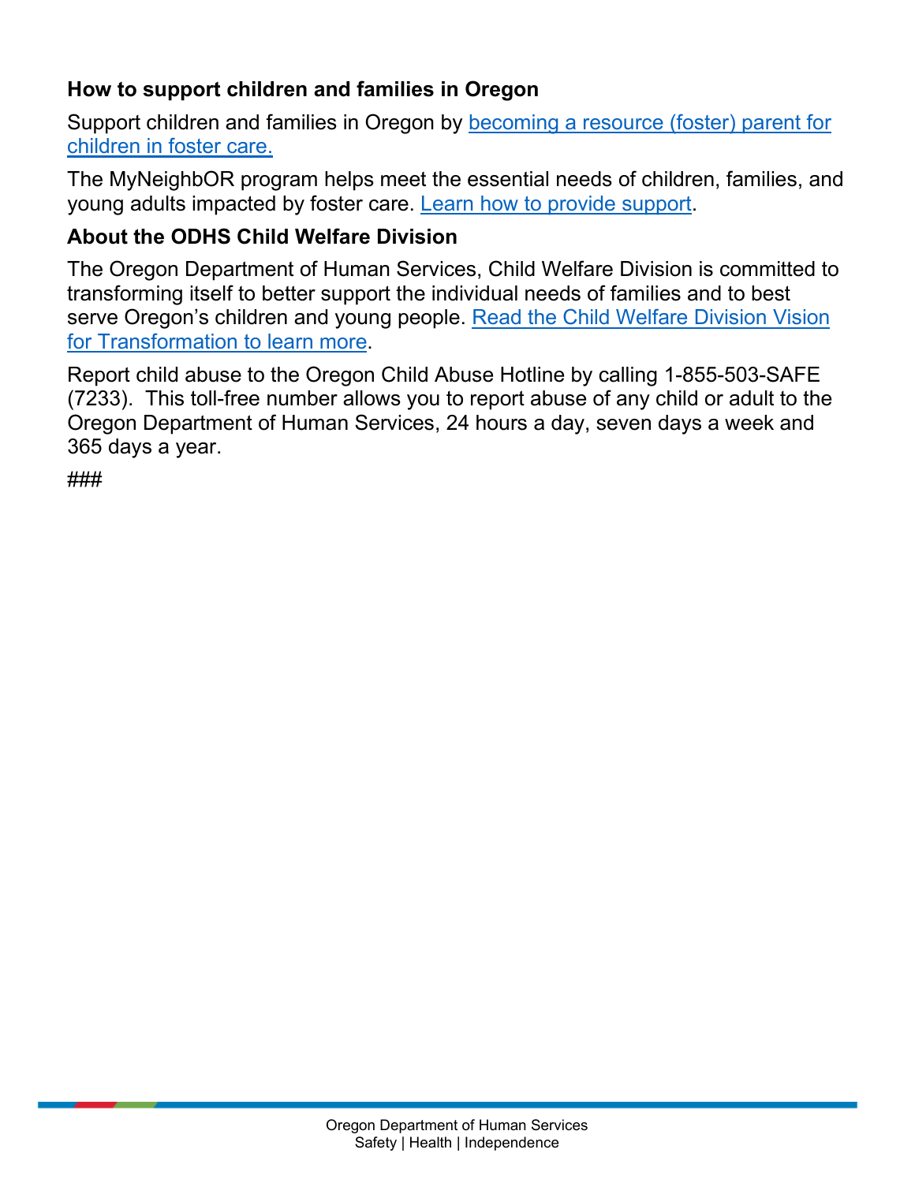**How to support children and families in Oregon**

Support children and families in Oregon by becoming a resource (foster) parent for children in foster care.

The MyNeighbOR program helps meet the essential needs of children, families, and young adults impacted by foster care. Learn how to provide support.

**About the ODHS Child Welfare Division**

The Oregon Department of Human Services, Child Welfare Division is committed to transforming itself to better support the individual needs of families and to best serve Oregon's children and young people. Read the Child Welfare Division Vision for Transformation to learn more.

Report child abuse to the Oregon Child Abuse Hotline by calling 1-855-503-SAFE (7233). This toll-free number allows you to report abuse of any child or adult to the Oregon Department of Human Services, 24 hours a day, seven days a week and 365 days a year.

###